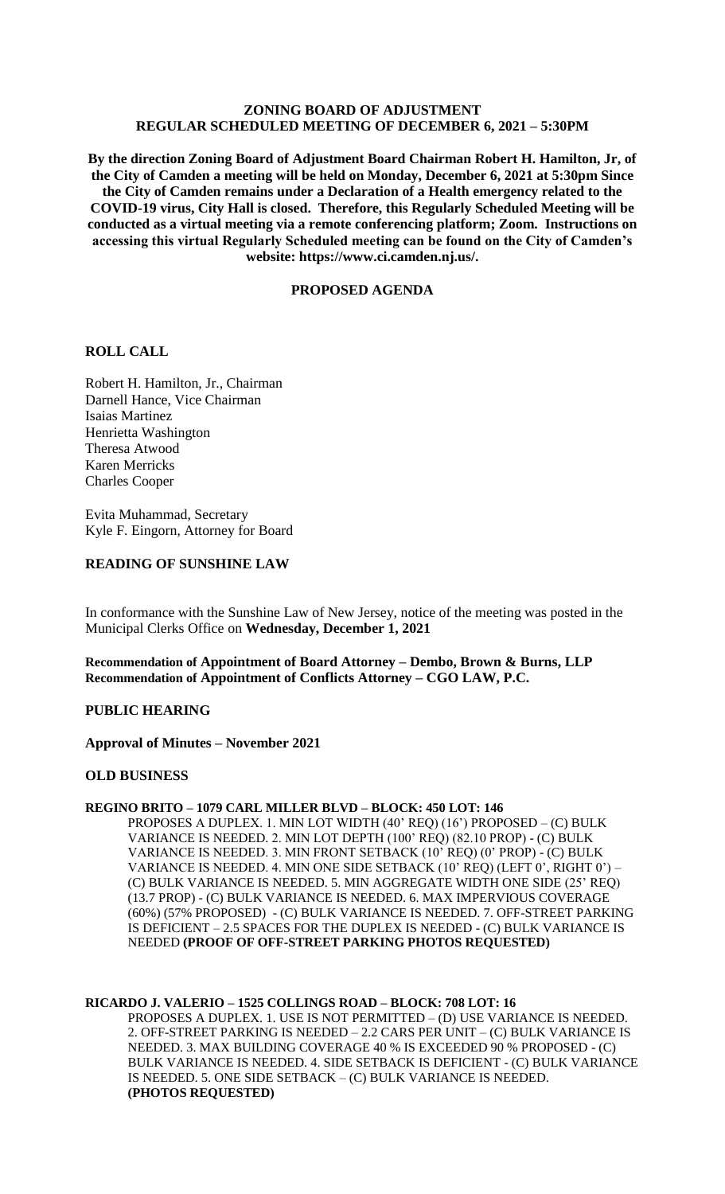# ZONING BOARD OF ADJUSTMENT
# REGULAR SCHEDULED MEETING OF DECEMBER 6, 2021 – 5:30PM

**By the direction Zoning Board of Adjustment Board Chairman Robert H. Hamilton, Jr, of the City of Camden a meeting will be held on Monday, December 6, 2021 at 5:30pm Since the City of Camden remains under a Declaration of a Health emergency related to the COVID-19 virus, City Hall is closed. Therefore, this Regularly Scheduled Meeting will be conducted as a virtual meeting via a remote conferencing platform; Zoom. Instructions on accessing this virtual Regularly Scheduled meeting can be found on the City of Camden's website: https://www.ci.camden.nj.us/.**

## PROPOSED AGENDA

## ROLL CALL

Robert H. Hamilton, Jr., Chairman
Darnell Hance, Vice Chairman
Isaias Martinez
Henrietta Washington
Theresa Atwood
Karen Merricks
Charles Cooper

Evita Muhammad, Secretary
Kyle F. Eingorn, Attorney for Board

## READING OF SUNSHINE LAW

In conformance with the Sunshine Law of New Jersey, notice of the meeting was posted in the Municipal Clerks Office on **Wednesday, December 1, 2021**

**Recommendation of Appointment of Board Attorney – Dembo, Brown & Burns, LLP**
**Recommendation of Appointment of Conflicts Attorney – CGO LAW, P.C.**

## PUBLIC HEARING

**Approval of Minutes – November 2021**

## OLD BUSINESS

**REGINO BRITO – 1079 CARL MILLER BLVD – BLOCK: 450 LOT: 146**

PROPOSES A DUPLEX. 1. MIN LOT WIDTH (40' REQ) (16') PROPOSED – (C) BULK VARIANCE IS NEEDED. 2. MIN LOT DEPTH (100' REQ) (82.10 PROP) - (C) BULK VARIANCE IS NEEDED. 3. MIN FRONT SETBACK (10' REQ) (0' PROP) - (C) BULK VARIANCE IS NEEDED. 4. MIN ONE SIDE SETBACK (10' REQ) (LEFT 0', RIGHT 0') – (C) BULK VARIANCE IS NEEDED. 5. MIN AGGREGATE WIDTH ONE SIDE (25' REQ) (13.7 PROP) - (C) BULK VARIANCE IS NEEDED. 6. MAX IMPERVIOUS COVERAGE (60%) (57% PROPOSED) - (C) BULK VARIANCE IS NEEDED. 7. OFF-STREET PARKING IS DEFICIENT – 2.5 SPACES FOR THE DUPLEX IS NEEDED - (C) BULK VARIANCE IS NEEDED **(PROOF OF OFF-STREET PARKING PHOTOS REQUESTED)**

**RICARDO J. VALERIO – 1525 COLLINGS ROAD – BLOCK: 708 LOT: 16**

PROPOSES A DUPLEX. 1. USE IS NOT PERMITTED – (D) USE VARIANCE IS NEEDED. 2. OFF-STREET PARKING IS NEEDED – 2.2 CARS PER UNIT – (C) BULK VARIANCE IS NEEDED. 3. MAX BUILDING COVERAGE 40 % IS EXCEEDED 90 % PROPOSED - (C) BULK VARIANCE IS NEEDED. 4. SIDE SETBACK IS DEFICIENT - (C) BULK VARIANCE IS NEEDED. 5. ONE SIDE SETBACK – (C) BULK VARIANCE IS NEEDED. **(PHOTOS REQUESTED)**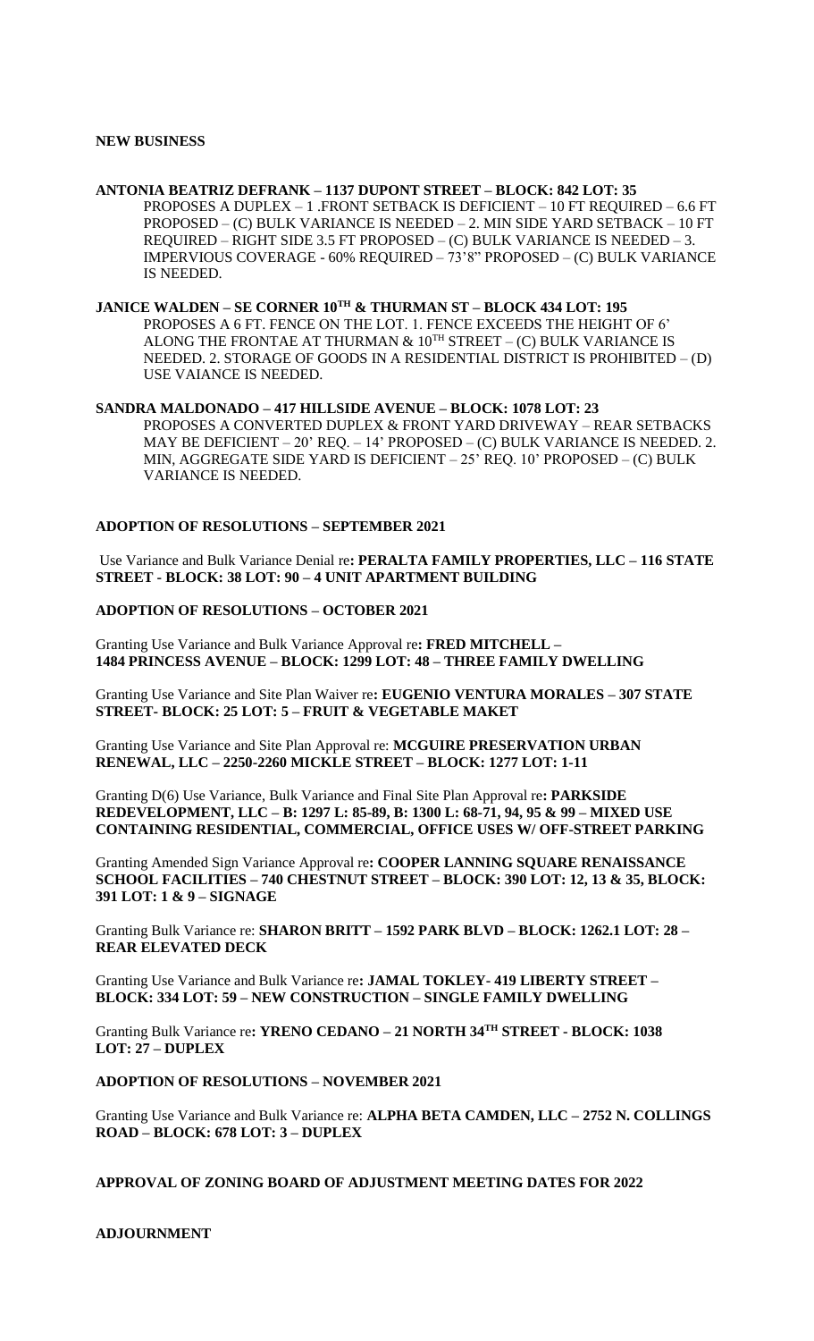**NEW BUSINESS**

**ANTONIA BEATRIZ DEFRANK – 1137 DUPONT STREET – BLOCK: 842 LOT: 35**
PROPOSES A DUPLEX – 1 .FRONT SETBACK IS DEFICIENT – 10 FT REQUIRED – 6.6 FT PROPOSED – (C) BULK VARIANCE IS NEEDED – 2. MIN SIDE YARD SETBACK – 10 FT REQUIRED – RIGHT SIDE 3.5 FT PROPOSED – (C) BULK VARIANCE IS NEEDED – 3. IMPERVIOUS COVERAGE - 60% REQUIRED – 73'8" PROPOSED – (C) BULK VARIANCE IS NEEDED.

**JANICE WALDEN – SE CORNER 10TH & THURMAN ST – BLOCK 434 LOT: 195**
PROPOSES A 6 FT. FENCE ON THE LOT. 1. FENCE EXCEEDS THE HEIGHT OF 6' ALONG THE FRONTAE AT THURMAN & 10TH STREET – (C) BULK VARIANCE IS NEEDED. 2. STORAGE OF GOODS IN A RESIDENTIAL DISTRICT IS PROHIBITED – (D) USE VAIANCE IS NEEDED.

**SANDRA MALDONADO – 417 HILLSIDE AVENUE – BLOCK: 1078 LOT: 23**
PROPOSES A CONVERTED DUPLEX & FRONT YARD DRIVEWAY – REAR SETBACKS MAY BE DEFICIENT – 20' REQ. – 14' PROPOSED – (C) BULK VARIANCE IS NEEDED. 2. MIN, AGGREGATE SIDE YARD IS DEFICIENT – 25' REQ. 10' PROPOSED – (C) BULK VARIANCE IS NEEDED.

**ADOPTION OF RESOLUTIONS – SEPTEMBER 2021**

Use Variance and Bulk Variance Denial re**: PERALTA FAMILY PROPERTIES, LLC – 116 STATE STREET - BLOCK: 38 LOT: 90 – 4 UNIT APARTMENT BUILDING**

**ADOPTION OF RESOLUTIONS – OCTOBER 2021**

Granting Use Variance and Bulk Variance Approval re**: FRED MITCHELL – 1484 PRINCESS AVENUE – BLOCK: 1299 LOT: 48 – THREE FAMILY DWELLING**

Granting Use Variance and Site Plan Waiver re**: EUGENIO VENTURA MORALES – 307 STATE STREET- BLOCK: 25 LOT: 5 – FRUIT & VEGETABLE MAKET**

Granting Use Variance and Site Plan Approval re: **MCGUIRE PRESERVATION URBAN RENEWAL, LLC – 2250-2260 MICKLE STREET – BLOCK: 1277 LOT: 1-11**

Granting D(6) Use Variance, Bulk Variance and Final Site Plan Approval re**: PARKSIDE REDEVELOPMENT, LLC – B: 1297 L: 85-89, B: 1300 L: 68-71, 94, 95 & 99 – MIXED USE CONTAINING RESIDENTIAL, COMMERCIAL, OFFICE USES W/ OFF-STREET PARKING**

Granting Amended Sign Variance Approval re**: COOPER LANNING SQUARE RENAISSANCE SCHOOL FACILITIES – 740 CHESTNUT STREET – BLOCK: 390 LOT: 12, 13 & 35, BLOCK: 391 LOT: 1 & 9 – SIGNAGE**

Granting Bulk Variance re: **SHARON BRITT – 1592 PARK BLVD – BLOCK: 1262.1 LOT: 28 – REAR ELEVATED DECK**

Granting Use Variance and Bulk Variance re**: JAMAL TOKLEY- 419 LIBERTY STREET – BLOCK: 334 LOT: 59 – NEW CONSTRUCTION – SINGLE FAMILY DWELLING**

Granting Bulk Variance re**: YRENO CEDANO – 21 NORTH 34TH STREET - BLOCK: 1038 LOT: 27 – DUPLEX**

**ADOPTION OF RESOLUTIONS – NOVEMBER 2021**

Granting Use Variance and Bulk Variance re: **ALPHA BETA CAMDEN, LLC – 2752 N. COLLINGS ROAD – BLOCK: 678 LOT: 3 – DUPLEX**

**APPROVAL OF ZONING BOARD OF ADJUSTMENT MEETING DATES FOR 2022**

**ADJOURNMENT**